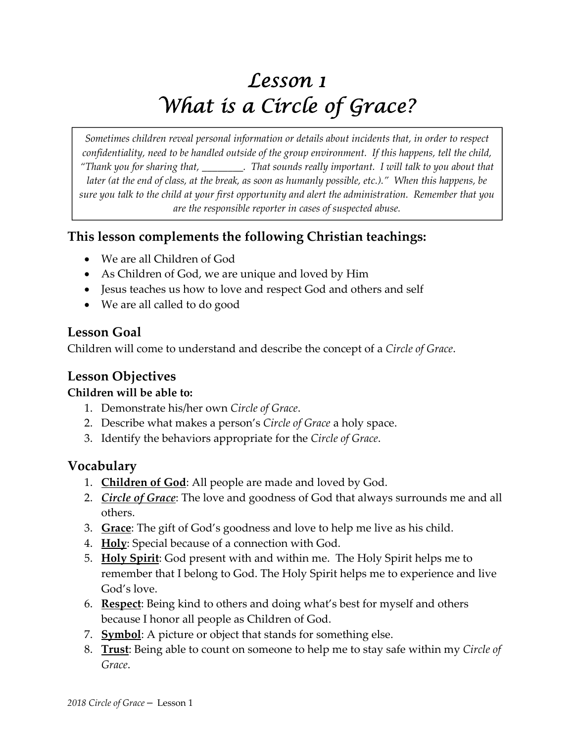# Lesson 1
# What is a Circle of Grace?

> *Sometimes children reveal personal information or details about incidents that, in order to respect confidentiality, need to be handled outside of the group environment. If this happens, tell the child, "Thank you for sharing that, ________. That sounds really important. I will talk to you about that later (at the end of class, at the break, as soon as humanly possible, etc.)." When this happens, be sure you talk to the child at your first opportunity and alert the administration. Remember that you are the responsible reporter in cases of suspected abuse.*

## This lesson complements the following Christian teachings:

- We are all Children of God
- As Children of God, we are unique and loved by Him
- Jesus teaches us how to love and respect God and others and self
- We are all called to do good

## Lesson Goal

Children will come to understand and describe the concept of a *Circle of Grace*.

## Lesson Objectives

**Children will be able to:**

1. Demonstrate his/her own *Circle of Grace*.
2. Describe what makes a person's *Circle of Grace* a holy space.
3. Identify the behaviors appropriate for the *Circle of Grace*.

## Vocabulary

1. **Children of God**: All people are made and loved by God.
2. ***Circle of Grace***: The love and goodness of God that always surrounds me and all others.
3. **Grace**: The gift of God's goodness and love to help me live as his child.
4. **Holy**: Special because of a connection with God.
5. **Holy Spirit**: God present with and within me. The Holy Spirit helps me to remember that I belong to God. The Holy Spirit helps me to experience and live God's love.
6. **Respect**: Being kind to others and doing what's best for myself and others because I honor all people as Children of God.
7. **Symbol**: A picture or object that stands for something else.
8. **Trust**: Being able to count on someone to help me to stay safe within my *Circle of Grace*.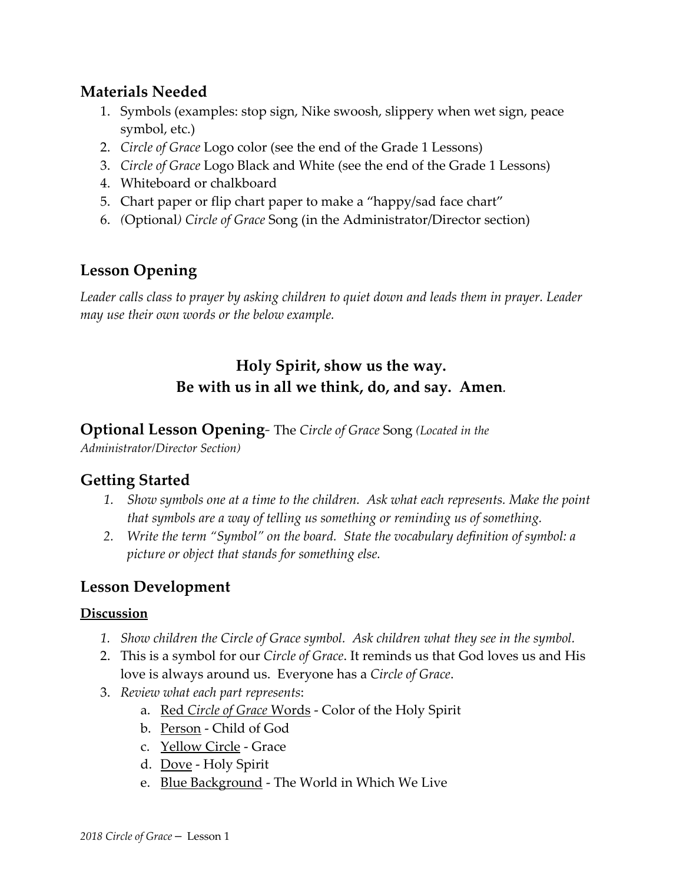## Materials Needed

1. Symbols (examples: stop sign, Nike swoosh, slippery when wet sign, peace symbol, etc.)
2. *Circle of Grace* Logo color (see the end of the Grade 1 Lessons)
3. *Circle of Grace* Logo Black and White (see the end of the Grade 1 Lessons)
4. Whiteboard or chalkboard
5. Chart paper or flip chart paper to make a "happy/sad face chart"
6. *(*Optional*) Circle of Grace* Song (in the Administrator/Director section)

## Lesson Opening

*Leader calls class to prayer by asking children to quiet down and leads them in prayer. Leader may use their own words or the below example.*

**Holy Spirit, show us the way.**
**Be with us in all we think, do, and say. Amen.**

**Optional Lesson Opening**- The *Circle of Grace* Song *(Located in the Administrator/Director Section)*

## Getting Started

1. *Show symbols one at a time to the children. Ask what each represents. Make the point that symbols are a way of telling us something or reminding us of something.*
2. *Write the term "Symbol" on the board. State the vocabulary definition of symbol: a picture or object that stands for something else.*

## Lesson Development

**Discussion**

1. *Show children the Circle of Grace symbol. Ask children what they see in the symbol.*
2. This is a symbol for our *Circle of Grace*. It reminds us that God loves us and His love is always around us. Everyone has a *Circle of Grace*.
3. *Review what each part represents*:
   a. Red *Circle of Grace* Words - Color of the Holy Spirit
   b. Person - Child of God
   c. Yellow Circle - Grace
   d. Dove - Holy Spirit
   e. Blue Background - The World in Which We Live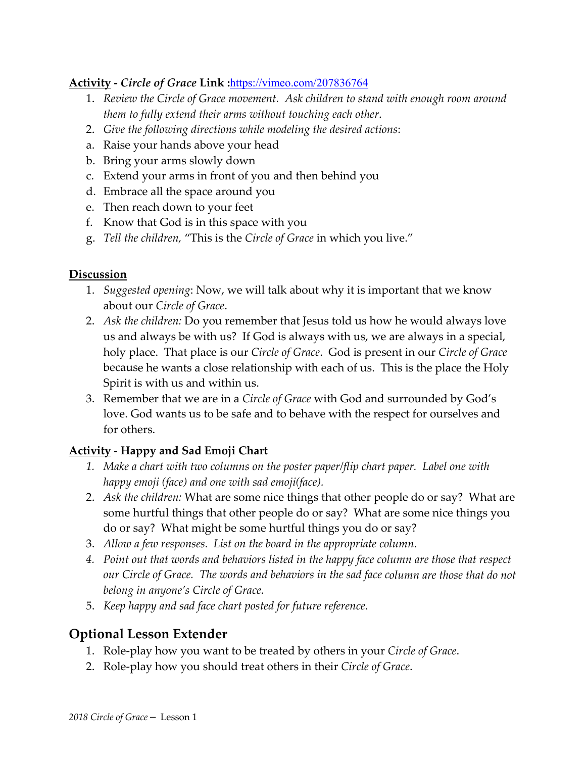**Activity** - ***Circle of Grace* Link :**https://vimeo.com/207836764

1. *Review the Circle of Grace movement. Ask children to stand with enough room around them to fully extend their arms without touching each other*.
2. *Give the following directions while modeling the desired actions*:

a. Raise your hands above your head
b. Bring your arms slowly down
c. Extend your arms in front of you and then behind you
d. Embrace all the space around you
e. Then reach down to your feet
f. Know that God is in this space with you
g. *Tell the children,* "This is the *Circle of Grace* in which you live."

**Discussion**

1. *Suggested opening*: Now, we will talk about why it is important that we know about our *Circle of Grace*.
2. *Ask the children:* Do you remember that Jesus told us how he would always love us and always be with us? If God is always with us, we are always in a special, holy place. That place is our *Circle of Grace*. God is present in our *Circle of Grace* because he wants a close relationship with each of us. This is the place the Holy Spirit is with us and within us.
3. Remember that we are in a *Circle of Grace* with God and surrounded by God's love. God wants us to be safe and to behave with the respect for ourselves and for others.

**Activity - Happy and Sad Emoji Chart**

1. *Make a chart with two columns on the poster paper/flip chart paper. Label one with happy emoji (face) and one with sad emoji(face).*
2. *Ask the children:* What are some nice things that other people do or say? What are some hurtful things that other people do or say? What are some nice things you do or say? What might be some hurtful things you do or say?
3. *Allow a few responses. List on the board in the appropriate column*.
4. *Point out that words and behaviors listed in the happy face column are those that respect our Circle of Grace. The words and behaviors in the sad face column are those that do not belong in anyone's Circle of Grace.*
5. *Keep happy and sad face chart posted for future reference*.

## Optional Lesson Extender

1. Role-play how you want to be treated by others in your *Circle of Grace*.
2. Role-play how you should treat others in their *Circle of Grace*.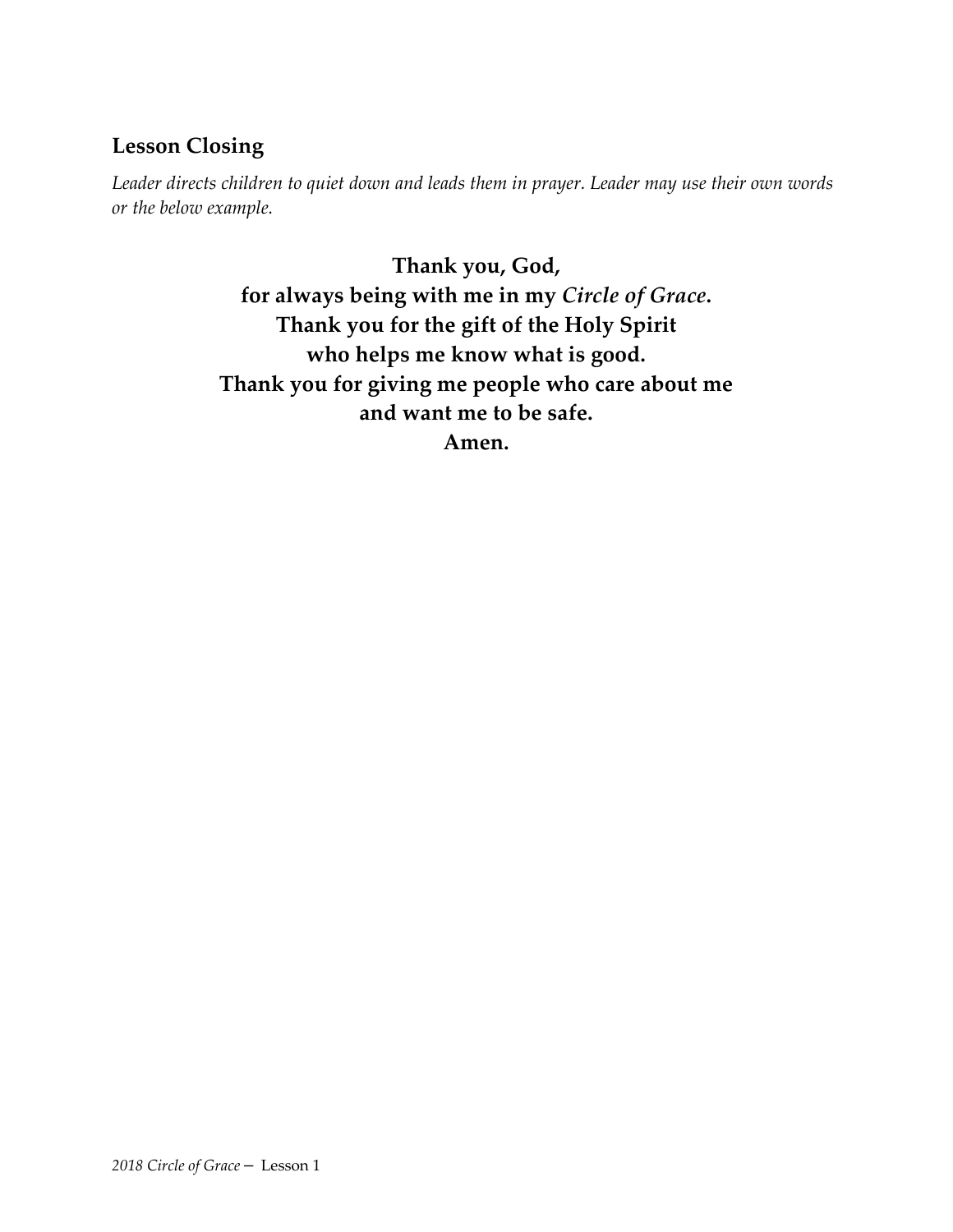## Lesson Closing

*Leader directs children to quiet down and leads them in prayer. Leader may use their own words or the below example.*

**Thank you, God,**
**for always being with me in my *Circle of Grace*.**
**Thank you for the gift of the Holy Spirit**
**who helps me know what is good.**
**Thank you for giving me people who care about me**
**and want me to be safe.**
**Amen.**